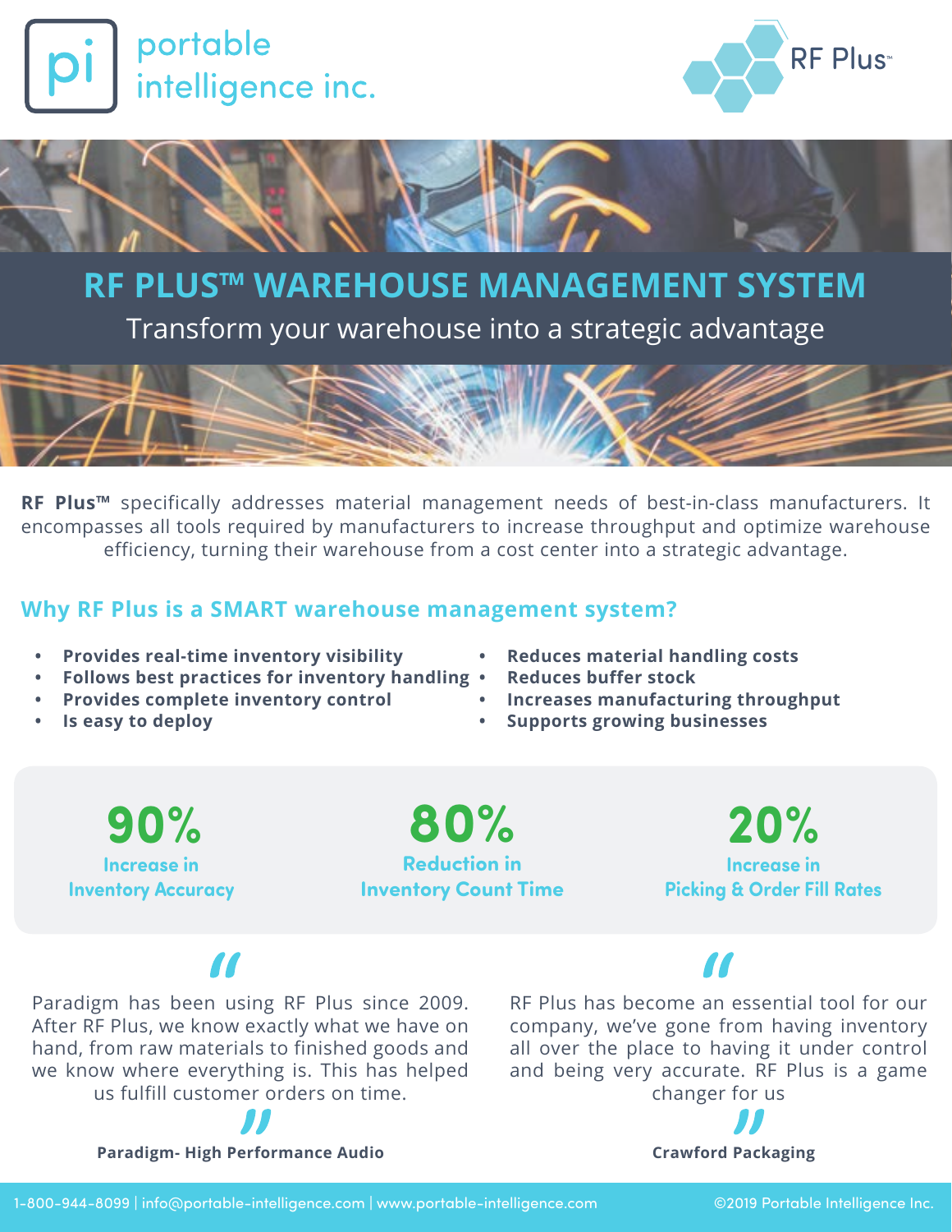portable intelligence inc.

RF Plus™

# RF PLUS™ WAREHOUSE MANAGEMENT SYSTEM

Transform your warehouse into a strategic advantage

**RF Plus™** specifically addresses material management needs of best-in-class manufacturers. It encompasses all tools required by manufacturers to increase throughput and optimize warehouse efficiency, turning their warehouse from a cost center into a strategic advantage.

## Why RF Plus is a SMART warehouse management system?

- **Provides real-time inventory visibility**
- **Follows best practices for inventory handling**
- **Provides complete inventory control**
- **Is easy to deploy**
- **Reduces material handling costs**
- **Reduces buffer stock**
- **Increases manufacturing throughput**
- **Supports growing businesses**

**90%** Increase in Inventory Accuracy

**80%** Reduction in Inventory Count Time

**20%** Increase in Picking & Order Fill Rates

> "Paradigm has been using RF Plus since 2009. After RF Plus, we know exactly what we have on hand, from raw materials to finished goods and we know where everything is. This has helped us fulfill customer orders on time."
>
> **Paradigm- High Performance Audio**

> "RF Plus has become an essential tool for our company, we've gone from having inventory all over the place to having it under control and being very accurate. RF Plus is a game changer for us"
>
> **Crawford Packaging**

1-800-944-8099 | info@portable-intelligence.com | www.portable-intelligence.com

©2019 Portable Intelligence Inc.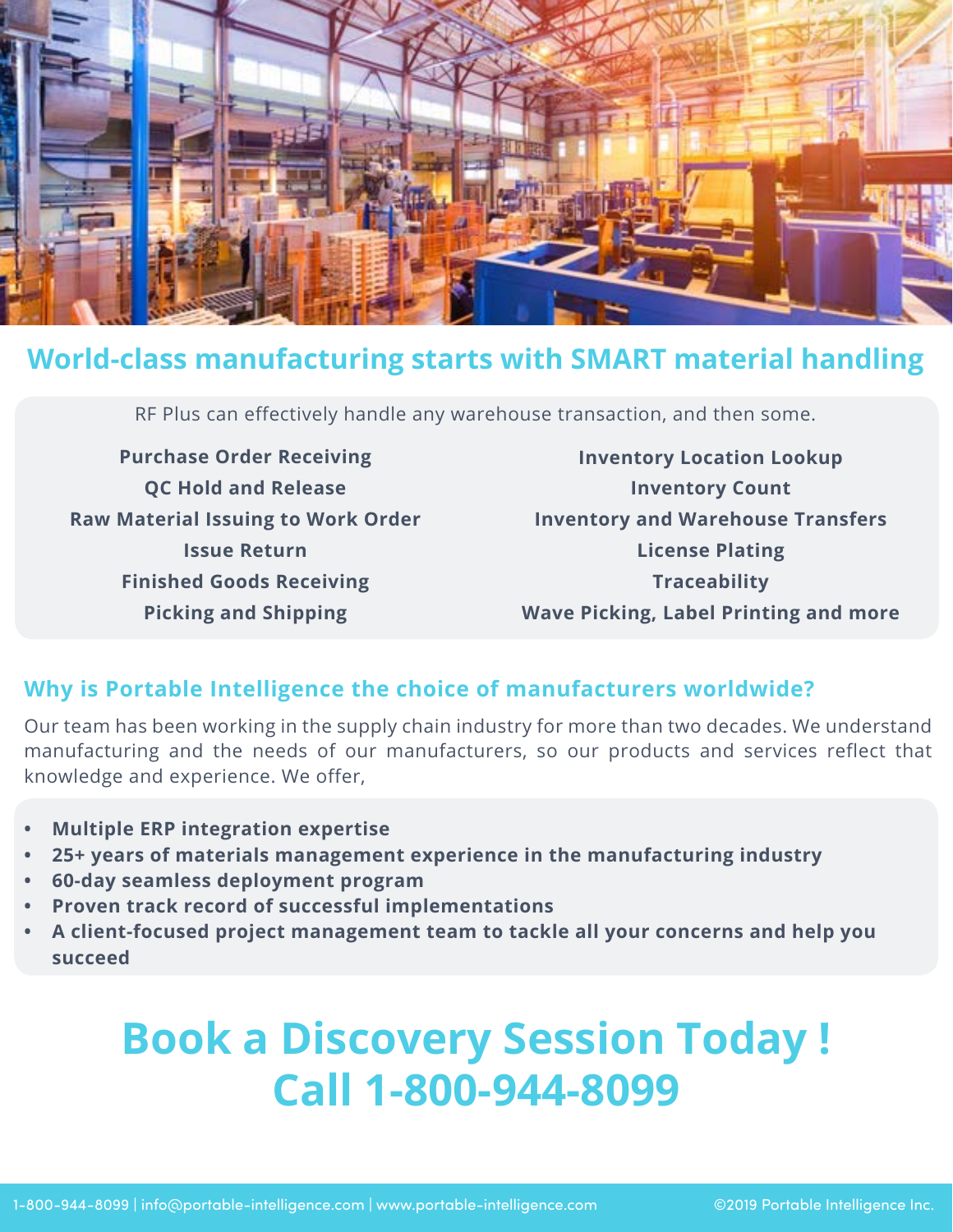## World-class manufacturing starts with SMART material handling

RF Plus can effectively handle any warehouse transaction, and then some.

**Purchase Order Receiving**
**QC Hold and Release**
**Raw Material Issuing to Work Order**
**Issue Return**
**Finished Goods Receiving**
**Picking and Shipping**
**Inventory Location Lookup**
**Inventory Count**
**Inventory and Warehouse Transfers**
**License Plating**
**Traceability**
**Wave Picking, Label Printing and more**

### Why is Portable Intelligence the choice of manufacturers worldwide?

Our team has been working in the supply chain industry for more than two decades. We understand manufacturing and the needs of our manufacturers, so our products and services reflect that knowledge and experience. We offer,

- **Multiple ERP integration expertise**
- **25+ years of materials management experience in the manufacturing industry**
- **60-day seamless deployment program**
- **Proven track record of successful implementations**
- **A client-focused project management team to tackle all your concerns and help you succeed**

# Book a Discovery Session Today ! Call 1-800-944-8099

1-800-944-8099 | info@portable-intelligence.com | www.portable-intelligence.com

©2019 Portable Intelligence Inc.